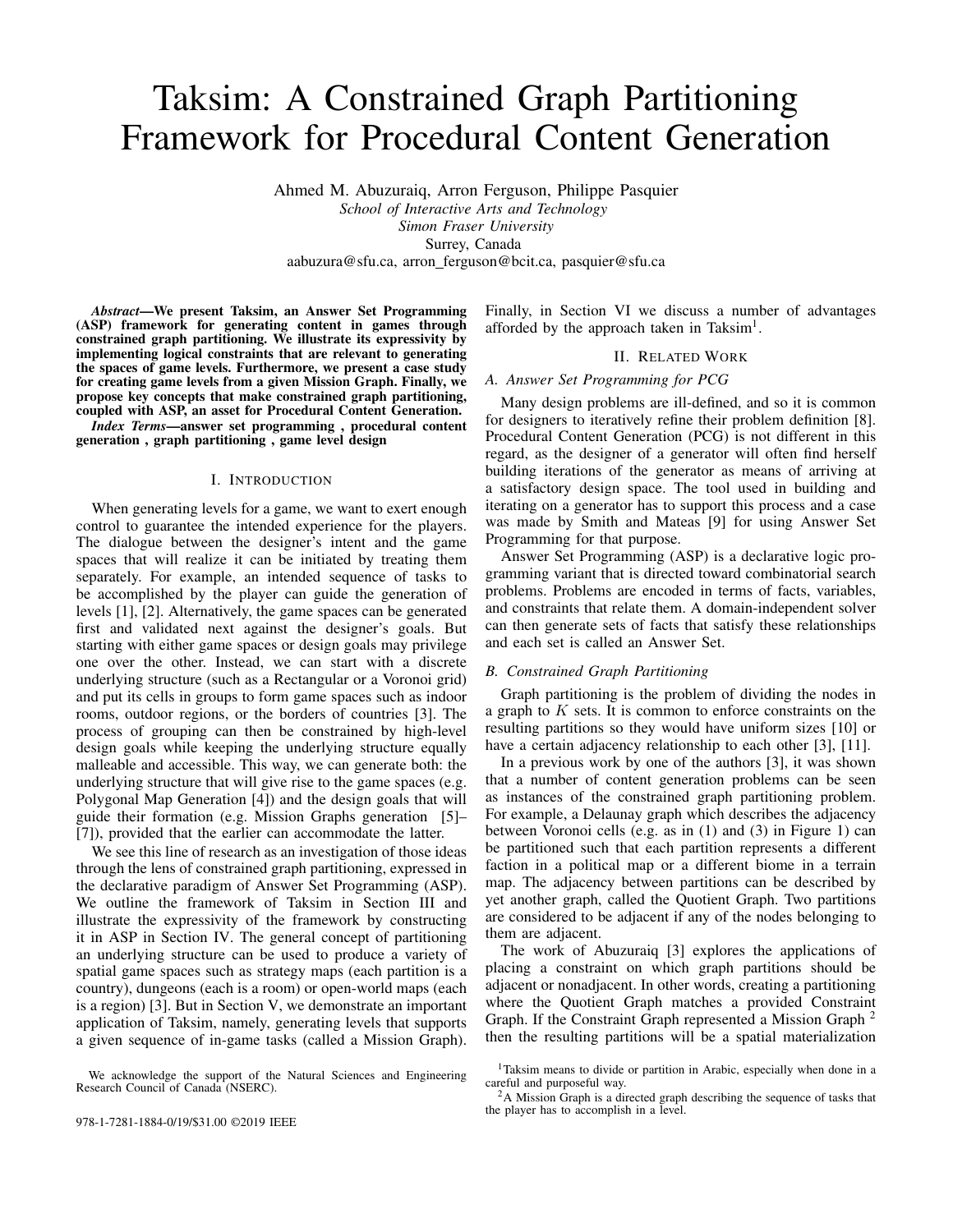# Taksim: A Constrained Graph Partitioning Framework for Procedural Content Generation

Ahmed M. Abuzuraiq, Arron Ferguson, Philippe Pasquier
*School of Interactive Arts and Technology*
*Simon Fraser University*
Surrey, Canada
aabuzura@sfu.ca, arron_ferguson@bcit.ca, pasquier@sfu.ca

***Abstract*—We present Taksim, an Answer Set Programming (ASP) framework for generating content in games through constrained graph partitioning. We illustrate its expressivity by implementing logical constraints that are relevant to generating the spaces of game levels. Furthermore, we present a case study for creating game levels from a given Mission Graph. Finally, we propose key concepts that make constrained graph partitioning, coupled with ASP, an asset for Procedural Content Generation.**

***Index Terms*—answer set programming , procedural content generation , graph partitioning , game level design**

## I. Introduction

When generating levels for a game, we want to exert enough control to guarantee the intended experience for the players. The dialogue between the designer's intent and the game spaces that will realize it can be initiated by treating them separately. For example, an intended sequence of tasks to be accomplished by the player can guide the generation of levels [1], [2]. Alternatively, the game spaces can be generated first and validated next against the designer's goals. But starting with either game spaces or design goals may privilege one over the other. Instead, we can start with a discrete underlying structure (such as a Rectangular or a Voronoi grid) and put its cells in groups to form game spaces such as indoor rooms, outdoor regions, or the borders of countries [3]. The process of grouping can then be constrained by high-level design goals while keeping the underlying structure equally malleable and accessible. This way, we can generate both: the underlying structure that will give rise to the game spaces (e.g. Polygonal Map Generation [4]) and the design goals that will guide their formation (e.g. Mission Graphs generation [5]–[7]), provided that the earlier can accommodate the latter.

We see this line of research as an investigation of those ideas through the lens of constrained graph partitioning, expressed in the declarative paradigm of Answer Set Programming (ASP). We outline the framework of Taksim in Section III and illustrate the expressivity of the framework by constructing it in ASP in Section IV. The general concept of partitioning an underlying structure can be used to produce a variety of spatial game spaces such as strategy maps (each partition is a country), dungeons (each is a room) or open-world maps (each is a region) [3]. But in Section V, we demonstrate an important application of Taksim, namely, generating levels that supports a given sequence of in-game tasks (called a Mission Graph). Finally, in Section VI we discuss a number of advantages afforded by the approach taken in Taksim[1].

## II. Related Work

### A. Answer Set Programming for PCG

Many design problems are ill-defined, and so it is common for designers to iteratively refine their problem definition [8]. Procedural Content Generation (PCG) is not different in this regard, as the designer of a generator will often find herself building iterations of the generator as means of arriving at a satisfactory design space. The tool used in building and iterating on a generator has to support this process and a case was made by Smith and Mateas [9] for using Answer Set Programming for that purpose.

Answer Set Programming (ASP) is a declarative logic programming variant that is directed toward combinatorial search problems. Problems are encoded in terms of facts, variables, and constraints that relate them. A domain-independent solver can then generate sets of facts that satisfy these relationships and each set is called an Answer Set.

### B. Constrained Graph Partitioning

Graph partitioning is the problem of dividing the nodes in a graph to $K$ sets. It is common to enforce constraints on the resulting partitions so they would have uniform sizes [10] or have a certain adjacency relationship to each other [3], [11].

In a previous work by one of the authors [3], it was shown that a number of content generation problems can be seen as instances of the constrained graph partitioning problem. For example, a Delaunay graph which describes the adjacency between Voronoi cells (e.g. as in (1) and (3) in Figure 1) can be partitioned such that each partition represents a different faction in a political map or a different biome in a terrain map. The adjacency between partitions can be described by yet another graph, called the Quotient Graph. Two partitions are considered to be adjacent if any of the nodes belonging to them are adjacent.

The work of Abuzuraiq [3] explores the applications of placing a constraint on which graph partitions should be adjacent or nonadjacent. In other words, creating a partitioning where the Quotient Graph matches a provided Constraint Graph. If the Constraint Graph represented a Mission Graph [2] then the resulting partitions will be a spatial materialization

We acknowledge the support of the Natural Sciences and Engineering Research Council of Canada (NSERC).

978-1-7281-1884-0/19/$31.00 ©2019 IEEE

[1]Taksim means to divide or partition in Arabic, especially when done in a careful and purposeful way.

[2]A Mission Graph is a directed graph describing the sequence of tasks that the player has to accomplish in a level.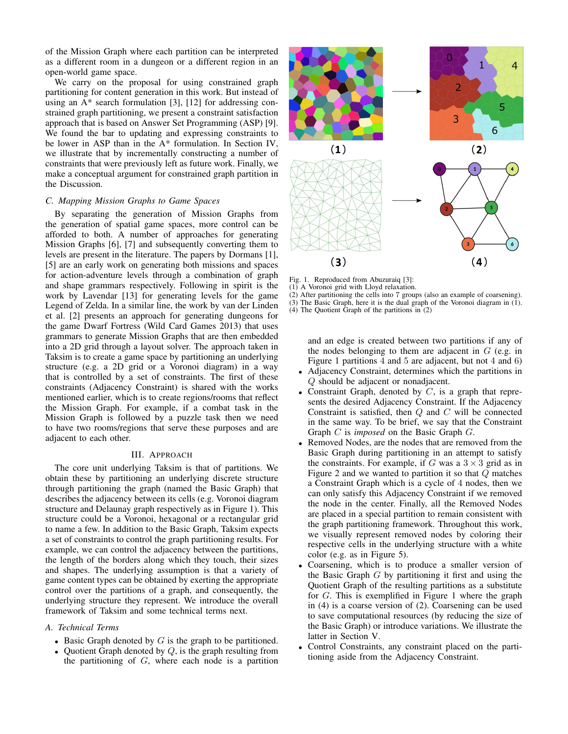of the Mission Graph where each partition can be interpreted as a different room in a dungeon or a different region in an open-world game space.

We carry on the proposal for using constrained graph partitioning for content generation in this work. But instead of using an A* search formulation [3], [12] for addressing constrained graph partitioning, we present a constraint satisfaction approach that is based on Answer Set Programming (ASP) [9]. We found the bar to updating and expressing constraints to be lower in ASP than in the A* formulation. In Section IV, we illustrate that by incrementally constructing a number of constraints that were previously left as future work. Finally, we make a conceptual argument for constrained graph partition in the Discussion.

### C. Mapping Mission Graphs to Game Spaces

By separating the generation of Mission Graphs from the generation of spatial game spaces, more control can be afforded to both. A number of approaches for generating Mission Graphs [6], [7] and subsequently converting them to levels are present in the literature. The papers by Dormans [1], [5] are an early work on generating both missions and spaces for action-adventure levels through a combination of graph and shape grammars respectively. Following in spirit is the work by Lavendar [13] for generating levels for the game Legend of Zelda. In a similar line, the work by van der Linden et al. [2] presents an approach for generating dungeons for the game Dwarf Fortress (Wild Card Games 2013) that uses grammars to generate Mission Graphs that are then embedded into a 2D grid through a layout solver. The approach taken in Taksim is to create a game space by partitioning an underlying structure (e.g. a 2D grid or a Voronoi diagram) in a way that is controlled by a set of constraints. The first of these constraints (Adjacency Constraint) is shared with the works mentioned earlier, which is to create regions/rooms that reflect the Mission Graph. For example, if a combat task in the Mission Graph is followed by a puzzle task then we need to have two rooms/regions that serve these purposes and are adjacent to each other.

## III. Approach

The core unit underlying Taksim is that of partitions. We obtain these by partitioning an underlying discrete structure through partitioning the graph (named the Basic Graph) that describes the adjacency between its cells (e.g. Voronoi diagram structure and Delaunay graph respectively as in Figure 1). This structure could be a Voronoi, hexagonal or a rectangular grid to name a few. In addition to the Basic Graph, Taksim expects a set of constraints to control the graph partitioning results. For example, we can control the adjacency between the partitions, the length of the borders along which they touch, their sizes and shapes. The underlying assumption is that a variety of game content types can be obtained by exerting the appropriate control over the partitions of a graph, and consequently, the underlying structure they represent. We introduce the overall framework of Taksim and some technical terms next.

### A. Technical Terms

- Basic Graph denoted by $G$ is the graph to be partitioned.
- Quotient Graph denoted by $Q$, is the graph resulting from the partitioning of $G$, where each node is a partition and an edge is created between two partitions if any of the nodes belonging to them are adjacent in $G$ (e.g. in Figure 1 partitions 4 and 5 are adjacent, but not 4 and 6)
- Adjacency Constraint, determines which the partitions in $Q$ should be adjacent or nonadjacent.
- Constraint Graph, denoted by $C$, is a graph that represents the desired Adjacency Constraint. If the Adjacency Constraint is satisfied, then $Q$ and $C$ will be connected in the same way. To be brief, we say that the Constraint Graph $C$ is *imposed* on the Basic Graph $G$.
- Removed Nodes, are the nodes that are removed from the Basic Graph during partitioning in an attempt to satisfy the constraints. For example, if $G$ was a $3 \times 3$ grid as in Figure 2 and we wanted to partition it so that $Q$ matches a Constraint Graph which is a cycle of 4 nodes, then we can only satisfy this Adjacency Constraint if we removed the node in the center. Finally, all the Removed Nodes are placed in a special partition to remain consistent with the graph partitioning framework. Throughout this work, we visually represent removed nodes by coloring their respective cells in the underlying structure with a white color (e.g. as in Figure 5).
- Coarsening, which is to produce a smaller version of the Basic Graph $G$ by partitioning it first and using the Quotient Graph of the resulting partitions as a substitute for $G$. This is exemplified in Figure 1 where the graph in (4) is a coarse version of (2). Coarsening can be used to save computational resources (by reducing the size of the Basic Graph) or introduce variations. We illustrate the latter in Section V.
- Control Constraints, any constraint placed on the partitioning aside from the Adjacency Constraint.

(1)

(2)

(3)

(4)

Fig. 1. Reproduced from Abuzuraiq [3]:
(1) A Voronoi grid with Lloyd relaxation.
(2) After partitioning the cells into 7 groups (also an example of coarsening).
(3) The Basic Graph, here it is the dual graph of the Voronoi diagram in (1).
(4) The Quotient Graph of the partitions in (2)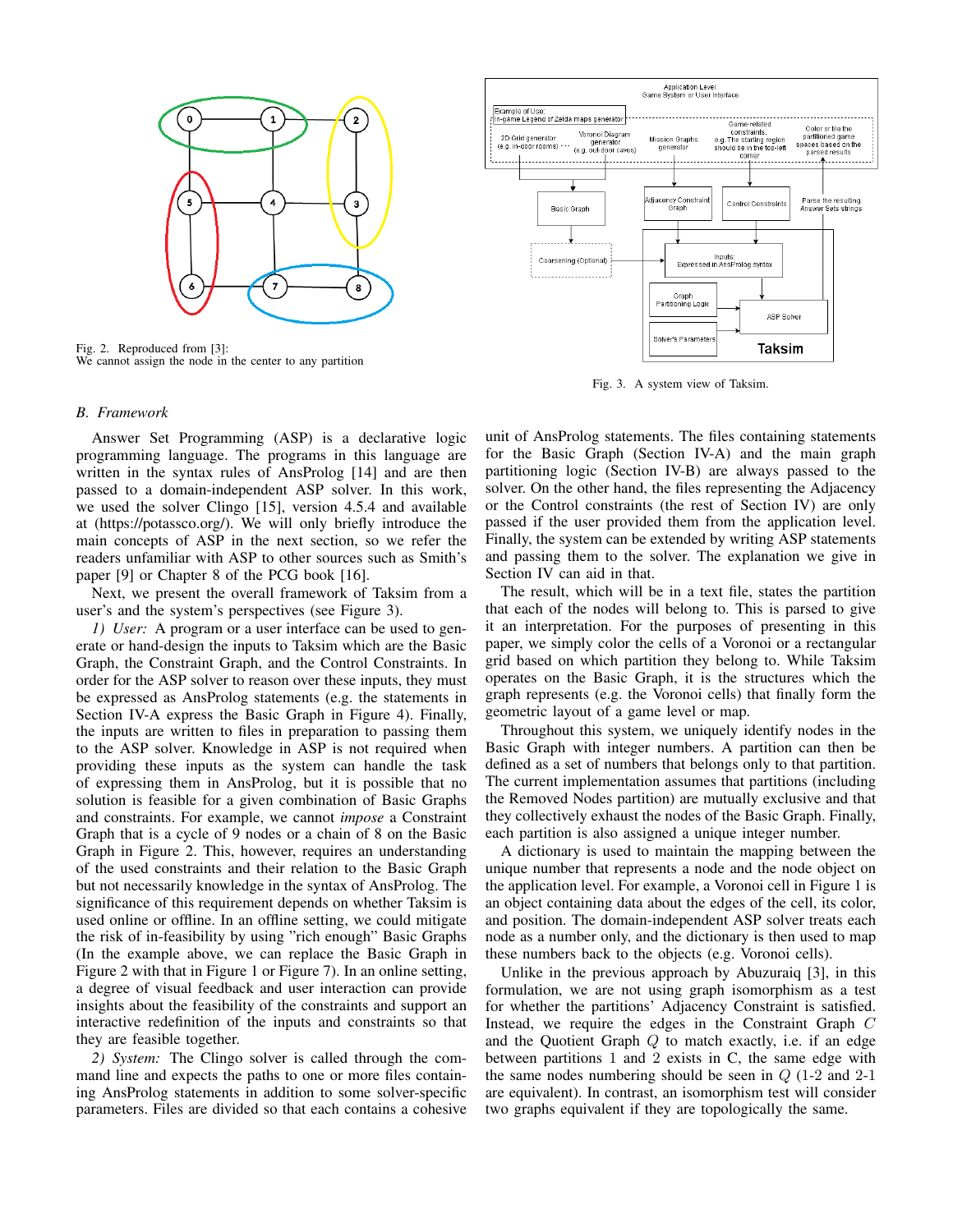0 1 2
5 4 3
6 7 8

Fig. 2. Reproduced from [3]:
We cannot assign the node in the center to any partition

Application Level
Game System or User Interface

Example of Use:
In-game Legend of Zelda maps generator

2D Grid generator (e.g. in-door rooms)

Voronoi Diagram generator (e.g. out-door caves)

Mission Graphs generator

Game-related constraints, e.g. The starting region should be in the top-left corner

Color or tile the partitioned game spaces based on the parsed results

Basic Graph

Adjacency Constraint Graph

Control Constraints

Parse the resulting Answer Sets strings

Coarsening (Optional)

Inputs: Expressed in AnsProlog syntax

Graph Partitioning Logic

ASP Solver

Solver's Parameters

Taksim

Fig. 3. A system view of Taksim.

## B. Framework

Answer Set Programming (ASP) is a declarative logic programming language. The programs in this language are written in the syntax rules of AnsProlog [14] and are then passed to a domain-independent ASP solver. In this work, we used the solver Clingo [15], version 4.5.4 and available at (https://potassco.org/). We will only briefly introduce the main concepts of ASP in the next section, so we refer the readers unfamiliar with ASP to other sources such as Smith's paper [9] or Chapter 8 of the PCG book [16].

Next, we present the overall framework of Taksim from a user's and the system's perspectives (see Figure 3).

*1) User:* A program or a user interface can be used to generate or hand-design the inputs to Taksim which are the Basic Graph, the Constraint Graph, and the Control Constraints. In order for the ASP solver to reason over these inputs, they must be expressed as AnsProlog statements (e.g. the statements in Section IV-A express the Basic Graph in Figure 4). Finally, the inputs are written to files in preparation to passing them to the ASP solver. Knowledge in ASP is not required when providing these inputs as the system can handle the task of expressing them in AnsProlog, but it is possible that no solution is feasible for a given combination of Basic Graphs and constraints. For example, we cannot *impose* a Constraint Graph that is a cycle of 9 nodes or a chain of 8 on the Basic Graph in Figure 2. This, however, requires an understanding of the used constraints and their relation to the Basic Graph but not necessarily knowledge in the syntax of AnsProlog. The significance of this requirement depends on whether Taksim is used online or offline. In an offline setting, we could mitigate the risk of in-feasibility by using "rich enough" Basic Graphs (In the example above, we can replace the Basic Graph in Figure 2 with that in Figure 1 or Figure 7). In an online setting, a degree of visual feedback and user interaction can provide insights about the feasibility of the constraints and support an interactive redefinition of the inputs and constraints so that they are feasible together.

*2) System:* The Clingo solver is called through the command line and expects the paths to one or more files containing AnsProlog statements in addition to some solver-specific parameters. Files are divided so that each contains a cohesive unit of AnsProlog statements. The files containing statements for the Basic Graph (Section IV-A) and the main graph partitioning logic (Section IV-B) are always passed to the solver. On the other hand, the files representing the Adjacency or the Control constraints (the rest of Section IV) are only passed if the user provided them from the application level. Finally, the system can be extended by writing ASP statements and passing them to the solver. The explanation we give in Section IV can aid in that.

The result, which will be in a text file, states the partition that each of the nodes will belong to. This is parsed to give it an interpretation. For the purposes of presenting in this paper, we simply color the cells of a Voronoi or a rectangular grid based on which partition they belong to. While Taksim operates on the Basic Graph, it is the structures which the graph represents (e.g. the Voronoi cells) that finally form the geometric layout of a game level or map.

Throughout this system, we uniquely identify nodes in the Basic Graph with integer numbers. A partition can then be defined as a set of numbers that belongs only to that partition. The current implementation assumes that partitions (including the Removed Nodes partition) are mutually exclusive and that they collectively exhaust the nodes of the Basic Graph. Finally, each partition is also assigned a unique integer number.

A dictionary is used to maintain the mapping between the unique number that represents a node and the node object on the application level. For example, a Voronoi cell in Figure 1 is an object containing data about the edges of the cell, its color, and position. The domain-independent ASP solver treats each node as a number only, and the dictionary is then used to map these numbers back to the objects (e.g. Voronoi cells).

Unlike in the previous approach by Abuzuraiq [3], in this formulation, we are not using graph isomorphism as a test for whether the partitions' Adjacency Constraint is satisfied. Instead, we require the edges in the Constraint Graph $C$ and the Quotient Graph $Q$ to match exactly, i.e. if an edge between partitions 1 and 2 exists in C, the same edge with the same nodes numbering should be seen in $Q$ (1-2 and 2-1 are equivalent). In contrast, an isomorphism test will consider two graphs equivalent if they are topologically the same.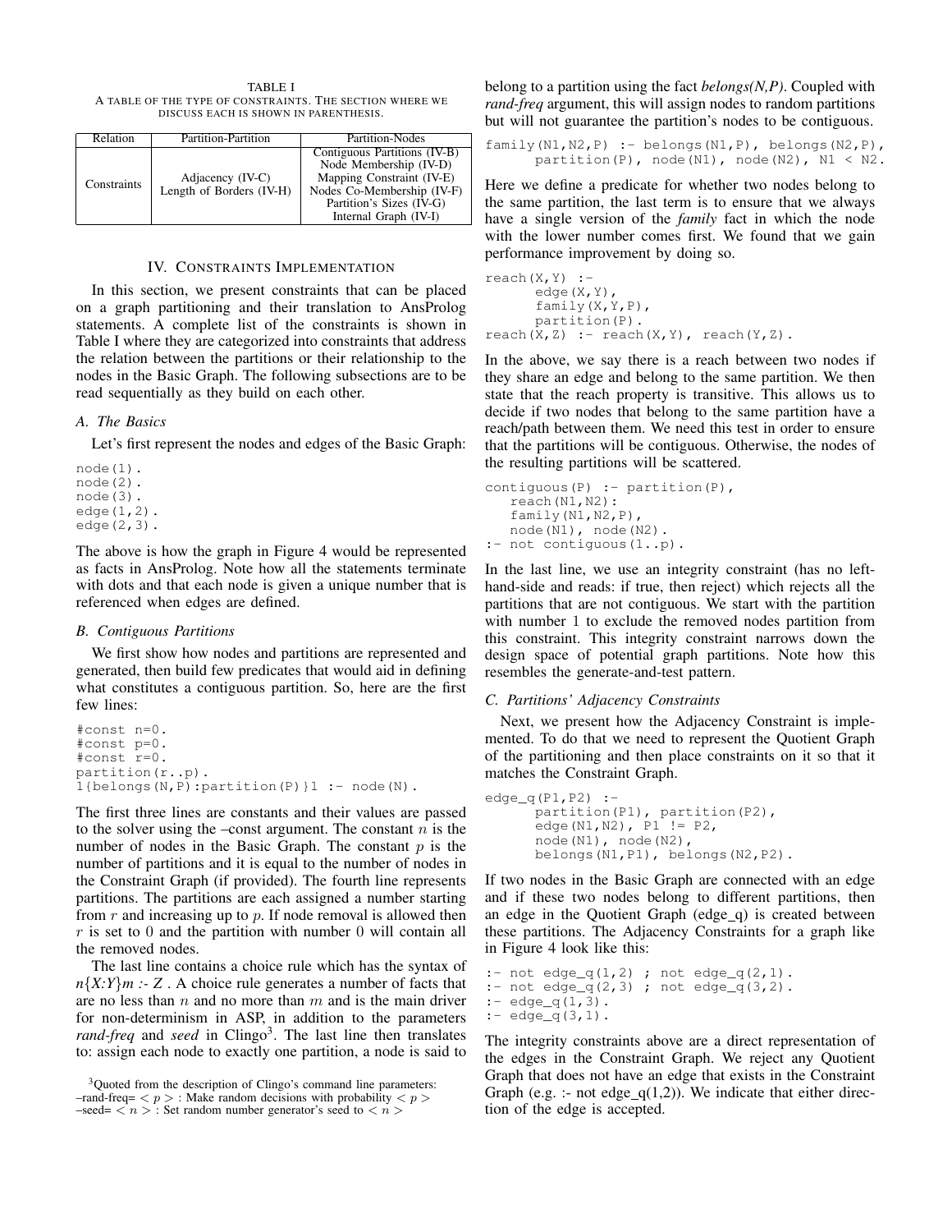TABLE I

A TABLE OF THE TYPE OF CONSTRAINTS. THE SECTION WHERE WE DISCUSS EACH IS SHOWN IN PARENTHESIS.

| Relation | Partition-Partition | Partition-Nodes |
|---|---|---|
| Constraints | Adjacency (IV-C)<br>Length of Borders (IV-H) | Contiguous Partitions (IV-B)<br>Node Membership (IV-D)<br>Mapping Constraint (IV-E)<br>Nodes Co-Membership (IV-F)<br>Partition's Sizes (IV-G)<br>Internal Graph (IV-I) |

## IV. CONSTRAINTS IMPLEMENTATION

In this section, we present constraints that can be placed on a graph partitioning and their translation to AnsProlog statements. A complete list of the constraints is shown in Table I where they are categorized into constraints that address the relation between the partitions or their relationship to the nodes in the Basic Graph. The following subsections are to be read sequentially as they build on each other.

### A. The Basics

Let's first represent the nodes and edges of the Basic Graph:

```
node(1).
node(2).
node(3).
edge(1,2).
edge(2,3).
```

The above is how the graph in Figure 4 would be represented as facts in AnsProlog. Note how all the statements terminate with dots and that each node is given a unique number that is referenced when edges are defined.

### B. Contiguous Partitions

We first show how nodes and partitions are represented and generated, then build few predicates that would aid in defining what constitutes a contiguous partition. So, here are the first few lines:

```
#const n=0.
#const p=0.
#const r=0.
partition(r..p).
1{belongs(N,P):partition(P)}1 :- node(N).
```

The first three lines are constants and their values are passed to the solver using the –const argument. The constant $n$ is the number of nodes in the Basic Graph. The constant $p$ is the number of partitions and it is equal to the number of nodes in the Constraint Graph (if provided). The fourth line represents partitions. The partitions are each assigned a number starting from $r$ and increasing up to $p$. If node removal is allowed then $r$ is set to 0 and the partition with number 0 will contain all the removed nodes.

The last line contains a choice rule which has the syntax of *n{X:Y}m :- Z* . A choice rule generates a number of facts that are no less than $n$ and no more than $m$ and is the main driver for non-determinism in ASP, in addition to the parameters *rand-freq* and *seed* in Clingo[3]. The last line then translates to: assign each node to exactly one partition, a node is said to belong to a partition using the fact *belongs(N,P)*. Coupled with *rand-freq* argument, this will assign nodes to random partitions but will not guarantee the partition's nodes to be contiguous.

```
family(N1,N2,P) :- belongs(N1,P), belongs(N2,P),
      partition(P), node(N1), node(N2), N1 < N2.
```

Here we define a predicate for whether two nodes belong to the same partition, the last term is to ensure that we always have a single version of the *family* fact in which the node with the lower number comes first. We found that we gain performance improvement by doing so.

```
reach(X,Y) :-
      edge(X,Y),
      family(X,Y,P),
      partition(P).
reach(X,Z) :- reach(X,Y), reach(Y,Z).
```

In the above, we say there is a reach between two nodes if they share an edge and belong to the same partition. We then state that the reach property is transitive. This allows us to decide if two nodes that belong to the same partition have a reach/path between them. We need this test in order to ensure that the partitions will be contiguous. Otherwise, the nodes of the resulting partitions will be scattered.

```
contiguous(P) :- partition(P),
   reach(N1,N2):
   family(N1,N2,P),
   node(N1), node(N2).
:- not contiguous(1..p).
```

In the last line, we use an integrity constraint (has no left-hand-side and reads: if true, then reject) which rejects all the partitions that are not contiguous. We start with the partition with number 1 to exclude the removed nodes partition from this constraint. This integrity constraint narrows down the design space of potential graph partitions. Note how this resembles the generate-and-test pattern.

### C. Partitions' Adjacency Constraints

Next, we present how the Adjacency Constraint is implemented. To do that we need to represent the Quotient Graph of the partitioning and then place constraints on it so that it matches the Constraint Graph.

```
edge_q(P1,P2) :-
      partition(P1), partition(P2),
      edge(N1,N2), P1 != P2,
      node(N1), node(N2),
      belongs(N1,P1), belongs(N2,P2).
```

If two nodes in the Basic Graph are connected with an edge and if these two nodes belong to different partitions, then an edge in the Quotient Graph (edge_q) is created between these partitions. The Adjacency Constraints for a graph like in Figure 4 look like this:

```
:- not edge_q(1,2) ; not edge_q(2,1).
:- not edge_q(2,3) ; not edge_q(3,2).
:- edge_q(1,3).
:- edge_q(3,1).
```

The integrity constraints above are a direct representation of the edges in the Constraint Graph. We reject any Quotient Graph that does not have an edge that exists in the Constraint Graph (e.g. :- not edge_q(1,2)). We indicate that either direction of the edge is accepted.

[3]Quoted from the description of Clingo's command line parameters:
–rand-freq= $< p >$ : Make random decisions with probability $< p >$
–seed= $< n >$ : Set random number generator's seed to $< n >$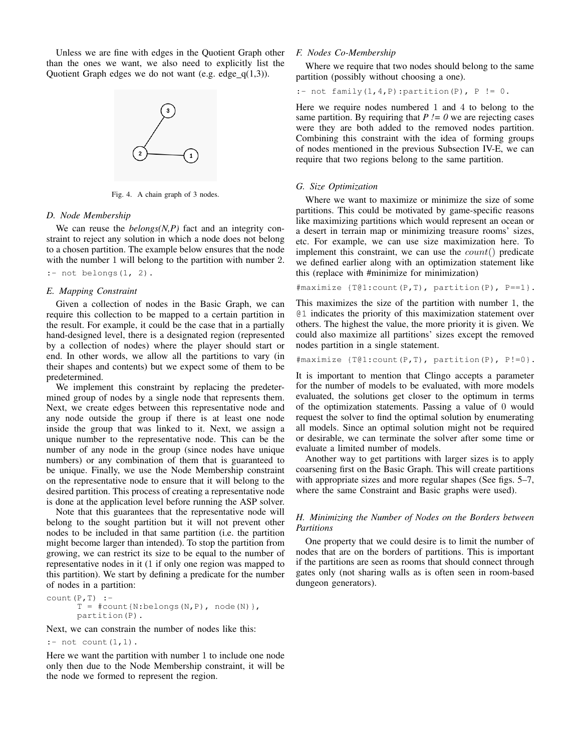Unless we are fine with edges in the Quotient Graph other than the ones we want, we also need to explicitly list the Quotient Graph edges we do not want (e.g. edge_q(1,3)).

Fig. 4. A chain graph of 3 nodes.

### D. Node Membership

We can reuse the *belongs(N,P)* fact and an integrity constraint to reject any solution in which a node does not belong to a chosen partition. The example below ensures that the node with the number 1 will belong to the partition with number 2.

```
:- not belongs(1, 2).
```

### E. Mapping Constraint

Given a collection of nodes in the Basic Graph, we can require this collection to be mapped to a certain partition in the result. For example, it could be the case that in a partially hand-designed level, there is a designated region (represented by a collection of nodes) where the player should start or end. In other words, we allow all the partitions to vary (in their shapes and contents) but we expect some of them to be predetermined.

We implement this constraint by replacing the predetermined group of nodes by a single node that represents them. Next, we create edges between this representative node and any node outside the group if there is at least one node inside the group that was linked to it. Next, we assign a unique number to the representative node. This can be the number of any node in the group (since nodes have unique numbers) or any combination of them that is guaranteed to be unique. Finally, we use the Node Membership constraint on the representative node to ensure that it will belong to the desired partition. This process of creating a representative node is done at the application level before running the ASP solver.

Note that this guarantees that the representative node will belong to the sought partition but it will not prevent other nodes to be included in that same partition (i.e. the partition might become larger than intended). To stop the partition from growing, we can restrict its size to be equal to the number of representative nodes in it (1 if only one region was mapped to this partition). We start by defining a predicate for the number of nodes in a partition:

```
count(P,T) :-
      T = #count{N:belongs(N,P), node(N)},
      partition(P).
```

Next, we can constrain the number of nodes like this:

```
:- not count(1,1).
```

Here we want the partition with number 1 to include one node only then due to the Node Membership constraint, it will be the node we formed to represent the region.

### F. Nodes Co-Membership

Where we require that two nodes should belong to the same partition (possibly without choosing a one).

```
:- not family(1,4,P):partition(P), P != 0.
```

Here we require nodes numbered 1 and 4 to belong to the same partition. By requiring that *P != 0* we are rejecting cases were they are both added to the removed nodes partition. Combining this constraint with the idea of forming groups of nodes mentioned in the previous Subsection IV-E, we can require that two regions belong to the same partition.

### G. Size Optimization

Where we want to maximize or minimize the size of some partitions. This could be motivated by game-specific reasons like maximizing partitions which would represent an ocean or a desert in terrain map or minimizing treasure rooms' sizes, etc. For example, we can use size maximization here. To implement this constraint, we can use the $count()$ predicate we defined earlier along with an optimization statement like this (replace with #minimize for minimization)

```
#maximize {T@1:count(P,T), partition(P), P==1}.
```

This maximizes the size of the partition with number 1, the `@1` indicates the priority of this maximization statement over others. The highest the value, the more priority it is given. We could also maximize all partitions' sizes except the removed nodes partition in a single statement.

```
#maximize {T@1:count(P,T), partition(P), P!=0}.
```

It is important to mention that Clingo accepts a parameter for the number of models to be evaluated, with more models evaluated, the solutions get closer to the optimum in terms of the optimization statements. Passing a value of 0 would request the solver to find the optimal solution by enumerating all models. Since an optimal solution might not be required or desirable, we can terminate the solver after some time or evaluate a limited number of models.

Another way to get partitions with larger sizes is to apply coarsening first on the Basic Graph. This will create partitions with appropriate sizes and more regular shapes (See figs. 5–7, where the same Constraint and Basic graphs were used).

### H. Minimizing the Number of Nodes on the Borders between Partitions

One property that we could desire is to limit the number of nodes that are on the borders of partitions. This is important if the partitions are seen as rooms that should connect through gates only (not sharing walls as is often seen in room-based dungeon generators).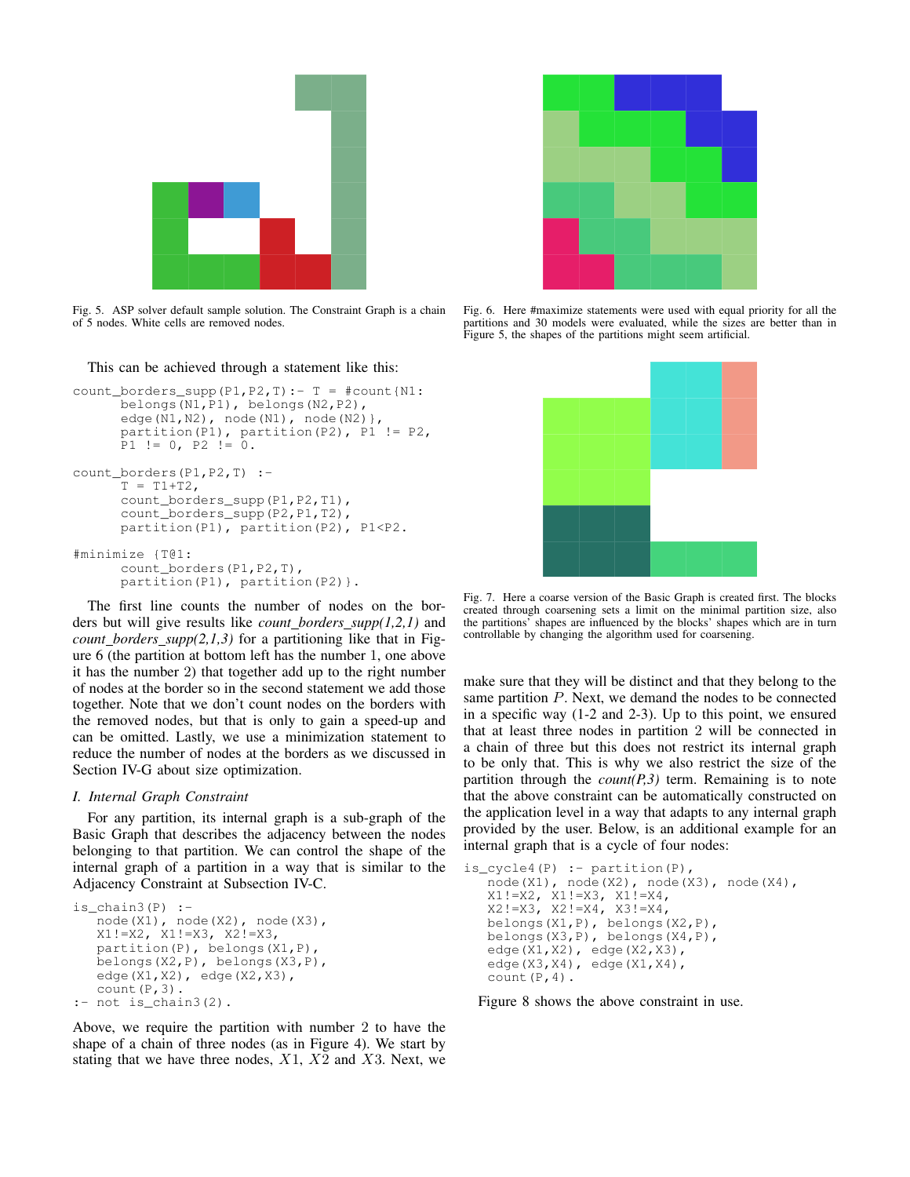Fig. 5. ASP solver default sample solution. The Constraint Graph is a chain of 5 nodes. White cells are removed nodes.

Fig. 6. Here #maximize statements were used with equal priority for all the partitions and 30 models were evaluated, while the sizes are better than in Figure 5, the shapes of the partitions might seem artificial.

This can be achieved through a statement like this:

```
count_borders_supp(P1,P2,T):- T = #count{N1:
       belongs(N1,P1), belongs(N2,P2),
       edge(N1,N2), node(N1), node(N2)},
       partition(P1), partition(P2), P1 != P2,
       P1 != 0, P2 != 0.

count_borders(P1,P2,T) :-
       T = T1+T2,
       count_borders_supp(P1,P2,T1),
       count_borders_supp(P2,P1,T2),
       partition(P1), partition(P2), P1<P2.

#minimize {T@1:
       count_borders(P1,P2,T),
       partition(P1), partition(P2)}.
```

The first line counts the number of nodes on the borders but will give results like *count_borders_supp(1,2,1)* and *count_borders_supp(2,1,3)* for a partitioning like that in Figure 6 (the partition at bottom left has the number 1, one above it has the number 2) that together add up to the right number of nodes at the border so in the second statement we add those together. Note that we don't count nodes on the borders with the removed nodes, but that is only to gain a speed-up and can be omitted. Lastly, we use a minimization statement to reduce the number of nodes at the borders as we discussed in Section IV-G about size optimization.

### I. Internal Graph Constraint

For any partition, its internal graph is a sub-graph of the Basic Graph that describes the adjacency between the nodes belonging to that partition. We can control the shape of the internal graph of a partition in a way that is similar to the Adjacency Constraint at Subsection IV-C.

```
is_chain3(P) :-
   node(X1), node(X2), node(X3),
   X1!=X2, X1!=X3, X2!=X3,
   partition(P), belongs(X1,P),
   belongs(X2,P), belongs(X3,P),
   edge(X1,X2), edge(X2,X3),
   count(P,3).
:- not is_chain3(2).
```

Above, we require the partition with number 2 to have the shape of a chain of three nodes (as in Figure 4). We start by stating that we have three nodes, $X1$, $X2$ and $X3$. Next, we make sure that they will be distinct and that they belong to the same partition $P$. Next, we demand the nodes to be connected in a specific way (1-2 and 2-3). Up to this point, we ensured that at least three nodes in partition 2 will be connected in a chain of three but this does not restrict its internal graph to be only that. This is why we also restrict the size of the partition through the *count(P,3)* term. Remaining is to note that the above constraint can be automatically constructed on the application level in a way that adapts to any internal graph provided by the user. Below, is an additional example for an internal graph that is a cycle of four nodes:

Fig. 7. Here a coarse version of the Basic Graph is created first. The blocks created through coarsening sets a limit on the minimal partition size, also the partitions' shapes are influenced by the blocks' shapes which are in turn controllable by changing the algorithm used for coarsening.

```
is_cycle4(P) :- partition(P),
   node(X1), node(X2), node(X3), node(X4),
   X1!=X2, X1!=X3, X1!=X4,
   X2!=X3, X2!=X4, X3!=X4,
   belongs(X1,P), belongs(X2,P),
   belongs(X3,P), belongs(X4,P),
   edge(X1,X2), edge(X2,X3),
   edge(X3,X4), edge(X1,X4),
   count(P,4).
```

Figure 8 shows the above constraint in use.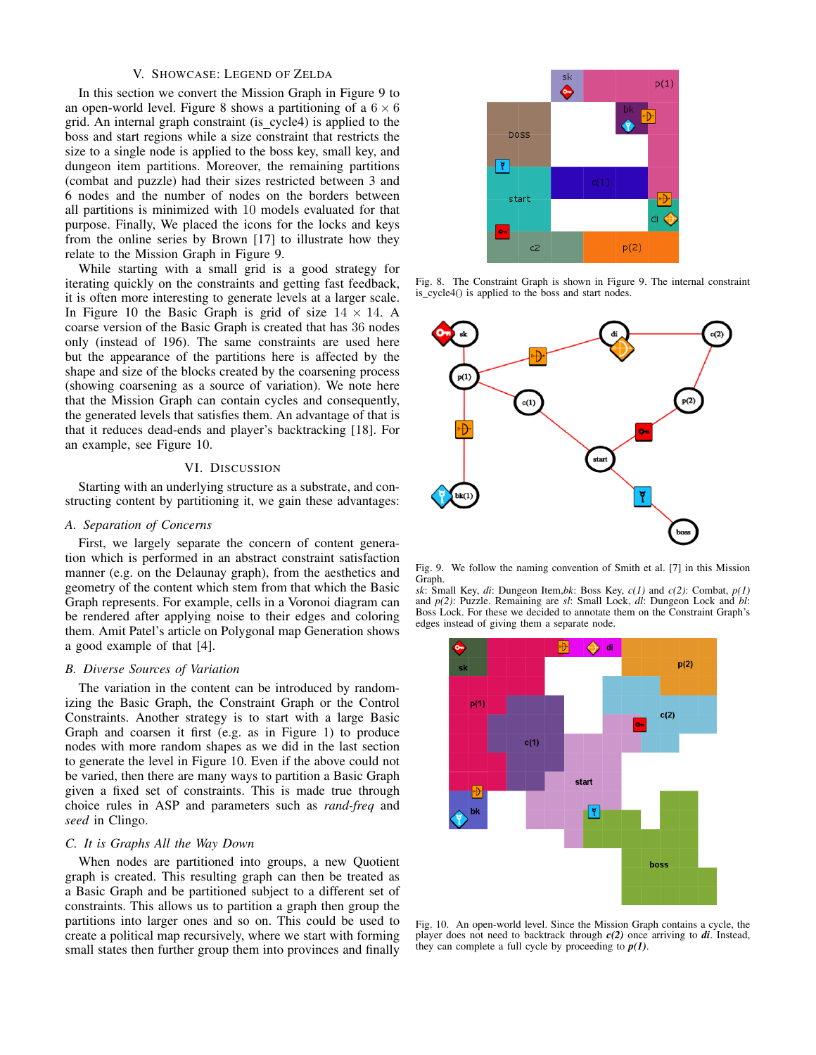## V. Showcase: Legend of Zelda

In this section we convert the Mission Graph in Figure 9 to an open-world level. Figure 8 shows a partitioning of a $6 \times 6$ grid. An internal graph constraint (is_cycle4) is applied to the boss and start regions while a size constraint that restricts the size to a single node is applied to the boss key, small key, and dungeon item partitions. Moreover, the remaining partitions (combat and puzzle) had their sizes restricted between 3 and 6 nodes and the number of nodes on the borders between all partitions is minimized with 10 models evaluated for that purpose. Finally, We placed the icons for the locks and keys from the online series by Brown [17] to illustrate how they relate to the Mission Graph in Figure 9.

While starting with a small grid is a good strategy for iterating quickly on the constraints and getting fast feedback, it is often more interesting to generate levels at a larger scale. In Figure 10 the Basic Graph is grid of size $14 \times 14$. A coarse version of the Basic Graph is created that has 36 nodes only (instead of 196). The same constraints are used here but the appearance of the partitions here is affected by the shape and size of the blocks created by the coarsening process (showing coarsening as a source of variation). We note here that the Mission Graph can contain cycles and consequently, the generated levels that satisfies them. An advantage of that is that it reduces dead-ends and player's backtracking [18]. For an example, see Figure 10.

Fig. 8. The Constraint Graph is shown in Figure 9. The internal constraint is_cycle4() is applied to the boss and start nodes.

Fig. 9. We follow the naming convention of Smith et al. [7] in this Mission Graph.
*sk*: Small Key, *di*: Dungeon Item,*bk*: Boss Key, *c(1)* and *c(2)*: Combat, *p(1)* and *p(2)*: Puzzle. Remaining are *sl*: Small Lock, *dl*: Dungeon Lock and *bl*: Boss Lock. For these we decided to annotate them on the Constraint Graph's edges instead of giving them a separate node.

Fig. 10. An open-world level. Since the Mission Graph contains a cycle, the player does not need to backtrack through ***c(2)*** once arriving to ***di***. Instead, they can complete a full cycle by proceeding to ***p(1)***.

## VI. Discussion

Starting with an underlying structure as a substrate, and constructing content by partitioning it, we gain these advantages:

### A. Separation of Concerns

First, we largely separate the concern of content generation which is performed in an abstract constraint satisfaction manner (e.g. on the Delaunay graph), from the aesthetics and geometry of the content which stem from that which the Basic Graph represents. For example, cells in a Voronoi diagram can be rendered after applying noise to their edges and coloring them. Amit Patel's article on Polygonal map Generation shows a good example of that [4].

### B. Diverse Sources of Variation

The variation in the content can be introduced by randomizing the Basic Graph, the Constraint Graph or the Control Constraints. Another strategy is to start with a large Basic Graph and coarsen it first (e.g. as in Figure 1) to produce nodes with more random shapes as we did in the last section to generate the level in Figure 10. Even if the above could not be varied, then there are many ways to partition a Basic Graph given a fixed set of constraints. This is made true through choice rules in ASP and parameters such as *rand-freq* and *seed* in Clingo.

### C. It is Graphs All the Way Down

When nodes are partitioned into groups, a new Quotient graph is created. This resulting graph can then be treated as a Basic Graph and be partitioned subject to a different set of constraints. This allows us to partition a graph then group the partitions into larger ones and so on. This could be used to create a political map recursively, where we start with forming small states then further group them into provinces and finally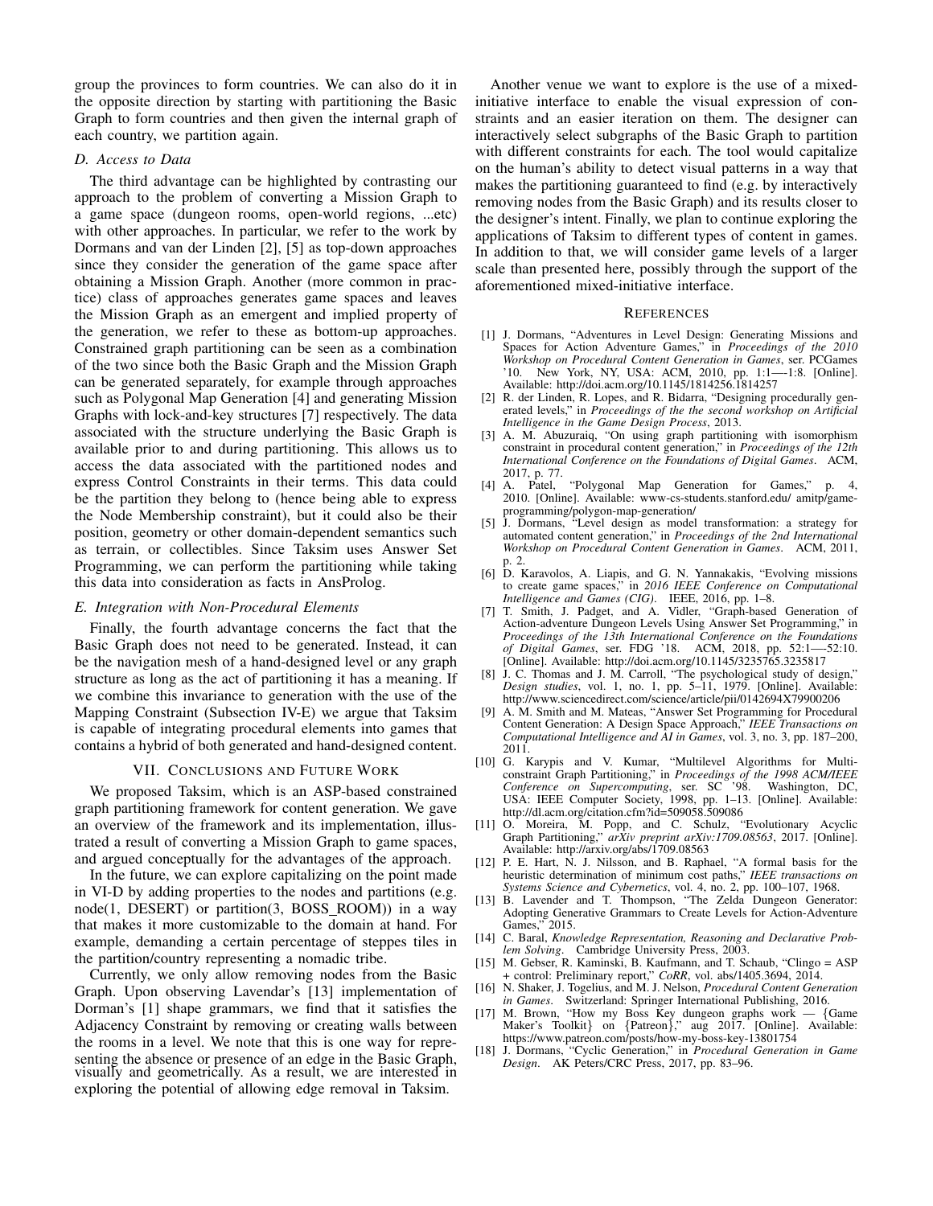group the provinces to form countries. We can also do it in the opposite direction by starting with partitioning the Basic Graph to form countries and then given the internal graph of each country, we partition again.

### D. Access to Data

The third advantage can be highlighted by contrasting our approach to the problem of converting a Mission Graph to a game space (dungeon rooms, open-world regions, ...etc) with other approaches. In particular, we refer to the work by Dormans and van der Linden [2], [5] as top-down approaches since they consider the generation of the game space after obtaining a Mission Graph. Another (more common in practice) class of approaches generates game spaces and leaves the Mission Graph as an emergent and implied property of the generation, we refer to these as bottom-up approaches. Constrained graph partitioning can be seen as a combination of the two since both the Basic Graph and the Mission Graph can be generated separately, for example through approaches such as Polygonal Map Generation [4] and generating Mission Graphs with lock-and-key structures [7] respectively. The data associated with the structure underlying the Basic Graph is available prior to and during partitioning. This allows us to access the data associated with the partitioned nodes and express Control Constraints in their terms. This data could be the partition they belong to (hence being able to express the Node Membership constraint), but it could also be their position, geometry or other domain-dependent semantics such as terrain, or collectibles. Since Taksim uses Answer Set Programming, we can perform the partitioning while taking this data into consideration as facts in AnsProlog.

### E. Integration with Non-Procedural Elements

Finally, the fourth advantage concerns the fact that the Basic Graph does not need to be generated. Instead, it can be the navigation mesh of a hand-designed level or any graph structure as long as the act of partitioning it has a meaning. If we combine this invariance to generation with the use of the Mapping Constraint (Subsection IV-E) we argue that Taksim is capable of integrating procedural elements into games that contains a hybrid of both generated and hand-designed content.

## VII. Conclusions and Future Work

We proposed Taksim, which is an ASP-based constrained graph partitioning framework for content generation. We gave an overview of the framework and its implementation, illustrated a result of converting a Mission Graph to game spaces, and argued conceptually for the advantages of the approach.

In the future, we can explore capitalizing on the point made in VI-D by adding properties to the nodes and partitions (e.g. node(1, DESERT) or partition(3, BOSS_ROOM)) in a way that makes it more customizable to the domain at hand. For example, demanding a certain percentage of steppes tiles in the partition/country representing a nomadic tribe.

Currently, we only allow removing nodes from the Basic Graph. Upon observing Lavendar's [13] implementation of Dorman's [1] shape grammars, we find that it satisfies the Adjacency Constraint by removing or creating walls between the rooms in a level. We note that this is one way for representing the absence or presence of an edge in the Basic Graph, visually and geometrically. As a result, we are interested in exploring the potential of allowing edge removal in Taksim.

Another venue we want to explore is the use of a mixed-initiative interface to enable the visual expression of constraints and an easier iteration on them. The designer can interactively select subgraphs of the Basic Graph to partition with different constraints for each. The tool would capitalize on the human's ability to detect visual patterns in a way that makes the partitioning guaranteed to find (e.g. by interactively removing nodes from the Basic Graph) and its results closer to the designer's intent. Finally, we plan to continue exploring the applications of Taksim to different types of content in games. In addition to that, we will consider game levels of a larger scale than presented here, possibly through the support of the aforementioned mixed-initiative interface.

## References

[1] J. Dormans, "Adventures in Level Design: Generating Missions and Spaces for Action Adventure Games," in *Proceedings of the 2010 Workshop on Procedural Content Generation in Games*, ser. PCGames '10. New York, NY, USA: ACM, 2010, pp. 1:1—-1:8. [Online]. Available: http://doi.acm.org/10.1145/1814256.1814257

[2] R. der Linden, R. Lopes, and R. Bidarra, "Designing procedurally generated levels," in *Proceedings of the the second workshop on Artificial Intelligence in the Game Design Process*, 2013.

[3] A. M. Abuzuraiq, "On using graph partitioning with isomorphism constraint in procedural content generation," in *Proceedings of the 12th International Conference on the Foundations of Digital Games*. ACM, 2017, p. 77.

[4] A. Patel, "Polygonal Map Generation for Games," p. 4, 2010. [Online]. Available: www-cs-students.stanford.edu/ amitp/game-programming/polygon-map-generation/

[5] J. Dormans, "Level design as model transformation: a strategy for automated content generation," in *Proceedings of the 2nd International Workshop on Procedural Content Generation in Games*. ACM, 2011, p. 2.

[6] D. Karavolos, A. Liapis, and G. N. Yannakakis, "Evolving missions to create game spaces," in *2016 IEEE Conference on Computational Intelligence and Games (CIG)*. IEEE, 2016, pp. 1–8.

[7] T. Smith, J. Padget, and A. Vidler, "Graph-based Generation of Action-adventure Dungeon Levels Using Answer Set Programming," in *Proceedings of the 13th International Conference on the Foundations of Digital Games*, ser. FDG '18. ACM, 2018, pp. 52:1—-52:10. [Online]. Available: http://doi.acm.org/10.1145/3235765.3235817

[8] J. C. Thomas and J. M. Carroll, "The psychological study of design," *Design studies*, vol. 1, no. 1, pp. 5–11, 1979. [Online]. Available: http://www.sciencedirect.com/science/article/pii/0142694X79900206

[9] A. M. Smith and M. Mateas, "Answer Set Programming for Procedural Content Generation: A Design Space Approach," *IEEE Transactions on Computational Intelligence and AI in Games*, vol. 3, no. 3, pp. 187–200, 2011.

[10] G. Karypis and V. Kumar, "Multilevel Algorithms for Multi-constraint Graph Partitioning," in *Proceedings of the 1998 ACM/IEEE Conference on Supercomputing*, ser. SC '98. Washington, DC, USA: IEEE Computer Society, 1998, pp. 1–13. [Online]. Available: http://dl.acm.org/citation.cfm?id=509058.509086

[11] O. Moreira, M. Popp, and C. Schulz, "Evolutionary Acyclic Graph Partitioning," *arXiv preprint arXiv:1709.08563*, 2017. [Online]. Available: http://arxiv.org/abs/1709.08563

[12] P. E. Hart, N. J. Nilsson, and B. Raphael, "A formal basis for the heuristic determination of minimum cost paths," *IEEE transactions on Systems Science and Cybernetics*, vol. 4, no. 2, pp. 100–107, 1968.

[13] B. Lavender and T. Thompson, "The Zelda Dungeon Generator: Adopting Generative Grammars to Create Levels for Action-Adventure Games," 2015.

[14] C. Baral, *Knowledge Representation, Reasoning and Declarative Problem Solving*. Cambridge University Press, 2003.

[15] M. Gebser, R. Kaminski, B. Kaufmann, and T. Schaub, "Clingo = ASP + control: Preliminary report," *CoRR*, vol. abs/1405.3694, 2014.

[16] N. Shaker, J. Togelius, and M. J. Nelson, *Procedural Content Generation in Games*. Switzerland: Springer International Publishing, 2016.

[17] M. Brown, "How my Boss Key dungeon graphs work — {Game Maker's Toolkit} on {Patreon}," aug 2017. [Online]. Available: https://www.patreon.com/posts/how-my-boss-key-13801754

[18] J. Dormans, "Cyclic Generation," in *Procedural Generation in Game Design*. AK Peters/CRC Press, 2017, pp. 83–96.